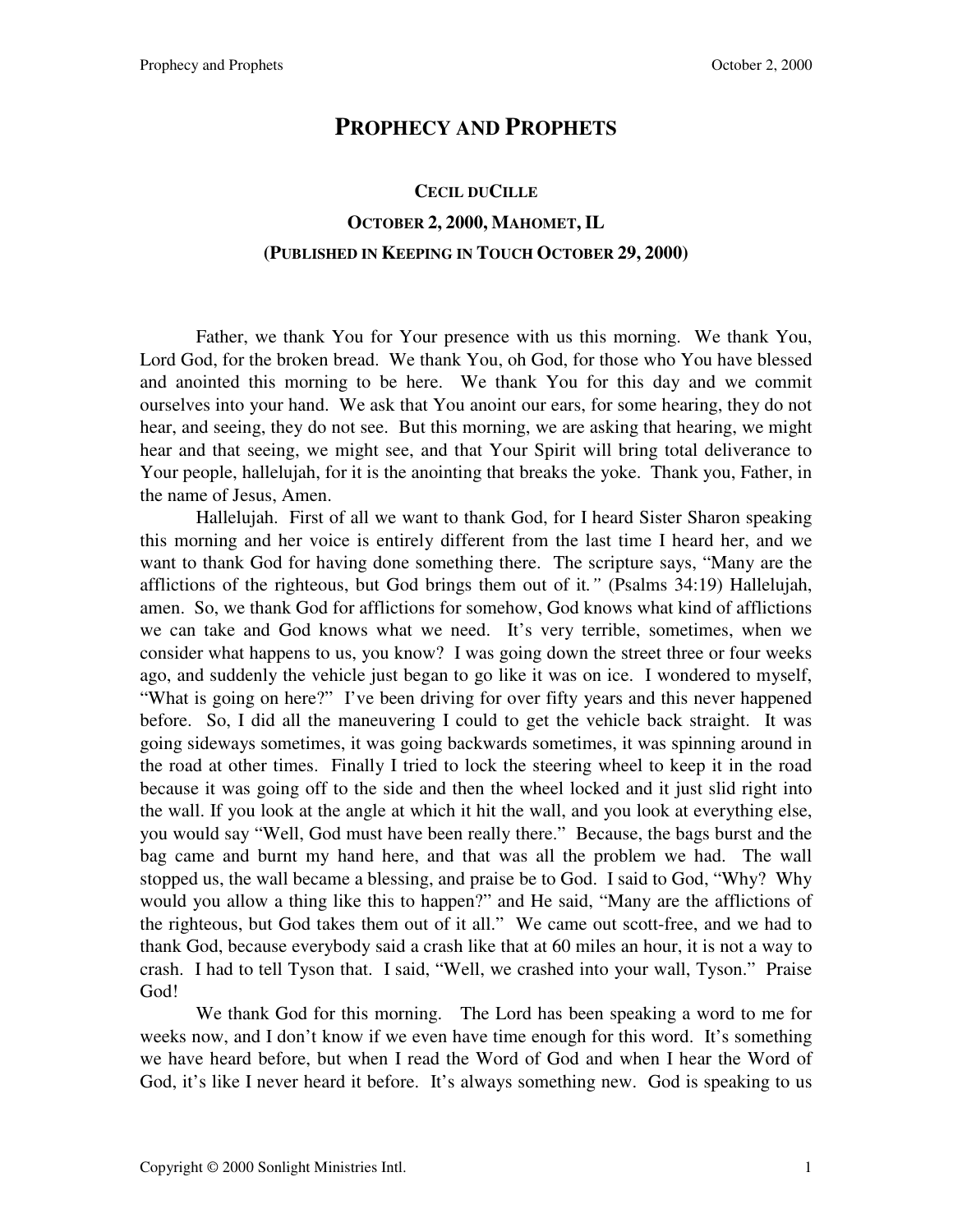# PROPHECY AND PROPHETS

## CECIL DUCILLE

## OCTOBER 2, 2000, MAHOMET, IL

## (PUBLISHED IN KEEPING IN TOUCH OCTOBER 29, 2000)

Father, we thank You for Your presence with us this morning. We thank You, Lord God, for the broken bread. We thank You, oh God, for those who You have blessed and anointed this morning to be here. We thank You for this day and we commit ourselves into your hand. We ask that You anoint our ears, for some hearing, they do not hear, and seeing, they do not see. But this morning, we are asking that hearing, we might hear and that seeing, we might see, and that Your Spirit will bring total deliverance to Your people, hallelujah, for it is the anointing that breaks the yoke. Thank you, Father, in the name of Jesus, Amen.

Hallelujah. First of all we want to thank God, for I heard Sister Sharon speaking this morning and her voice is entirely different from the last time I heard her, and we want to thank God for having done something there. The scripture says, "Many are the afflictions of the righteous, but God brings them out of it." (Psalms 34:19) Hallelujah, amen. So, we thank God for afflictions for somehow, God knows what kind of afflictions we can take and God knows what we need. It's very terrible, sometimes, when we consider what happens to us, you know? I was going down the street three or four weeks ago, and suddenly the vehicle just began to go like it was on ice. I wondered to myself, "What is going on here?" I've been driving for over fifty years and this never happened before. So, I did all the maneuvering I could to get the vehicle back straight. It was going sideways sometimes, it was going backwards sometimes, it was spinning around in the road at other times. Finally I tried to lock the steering wheel to keep it in the road because it was going off to the side and then the wheel locked and it just slid right into the wall. If you look at the angle at which it hit the wall, and you look at everything else, you would say "Well, God must have been really there." Because, the bags burst and the bag came and burnt my hand here, and that was all the problem we had. The wall stopped us, the wall became a blessing, and praise be to God. I said to God, "Why? Why would you allow a thing like this to happen?" and He said, "Many are the afflictions of the righteous, but God takes them out of it all." We came out scott-free, and we had to thank God, because everybody said a crash like that at 60 miles an hour, it is not a way to crash. I had to tell Tyson that. I said, "Well, we crashed into your wall, Tyson." Praise God!

We thank God for this morning. The Lord has been speaking a word to me for weeks now, and I don't know if we even have time enough for this word. It's something we have heard before, but when I read the Word of God and when I hear the Word of God, it's like I never heard it before. It's always something new. God is speaking to us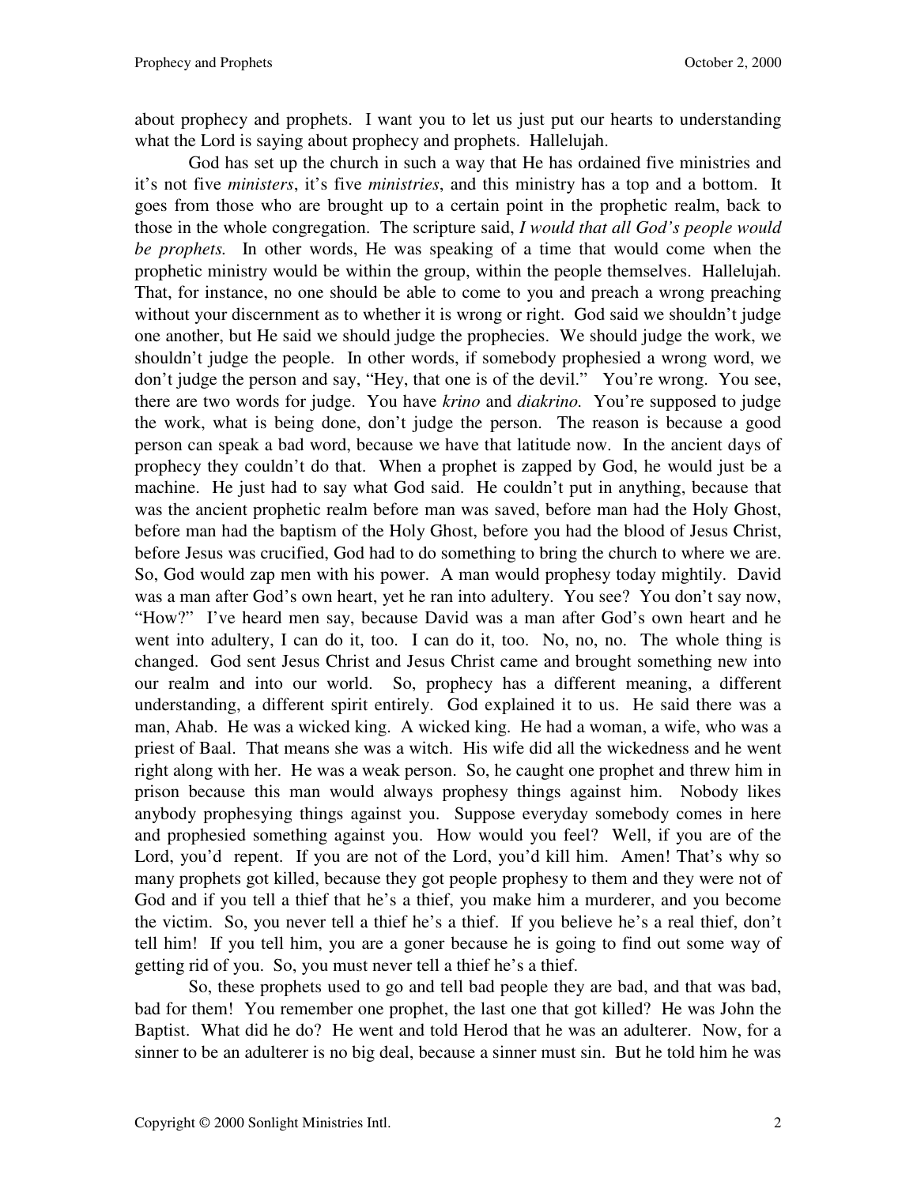about prophecy and prophets. I want you to let us just put our hearts to understanding what the Lord is saying about prophecy and prophets. Hallelujah.

God has set up the church in such a way that He has ordained five ministries and it's not five *ministers*, it's five *ministries*, and this ministry has a top and a bottom. It goes from those who are brought up to a certain point in the prophetic realm, back to those in the whole congregation. The scripture said, *I would that all God's people would be prophets.* In other words, He was speaking of a time that would come when the prophetic ministry would be within the group, within the people themselves. Hallelujah. That, for instance, no one should be able to come to you and preach a wrong preaching without your discernment as to whether it is wrong or right. God said we shouldn't judge one another, but He said we should judge the prophecies. We should judge the work, we shouldn't judge the people. In other words, if somebody prophesied a wrong word, we don't judge the person and say, "Hey, that one is of the devil." You're wrong. You see, there are two words for judge. You have *krino* and *diakrino.* You're supposed to judge the work, what is being done, don't judge the person. The reason is because a good person can speak a bad word, because we have that latitude now. In the ancient days of prophecy they couldn't do that. When a prophet is zapped by God, he would just be a machine. He just had to say what God said. He couldn't put in anything, because that was the ancient prophetic realm before man was saved, before man had the Holy Ghost, before man had the baptism of the Holy Ghost, before you had the blood of Jesus Christ, before Jesus was crucified, God had to do something to bring the church to where we are. So, God would zap men with his power. A man would prophesy today mightily. David was a man after God's own heart, yet he ran into adultery. You see? You don't say now, "How?" I've heard men say, because David was a man after God's own heart and he went into adultery, I can do it, too. I can do it, too. No, no, no. The whole thing is changed. God sent Jesus Christ and Jesus Christ came and brought something new into our realm and into our world. So, prophecy has a different meaning, a different understanding, a different spirit entirely. God explained it to us. He said there was a man, Ahab. He was a wicked king. A wicked king. He had a woman, a wife, who was a priest of Baal. That means she was a witch. His wife did all the wickedness and he went right along with her. He was a weak person. So, he caught one prophet and threw him in prison because this man would always prophesy things against him. Nobody likes anybody prophesying things against you. Suppose everyday somebody comes in here and prophesied something against you. How would you feel? Well, if you are of the Lord, you'd repent. If you are not of the Lord, you'd kill him. Amen! That's why so many prophets got killed, because they got people prophesy to them and they were not of God and if you tell a thief that he's a thief, you make him a murderer, and you become the victim. So, you never tell a thief he's a thief. If you believe he's a real thief, don't tell him! If you tell him, you are a goner because he is going to find out some way of getting rid of you. So, you must never tell a thief he's a thief.

So, these prophets used to go and tell bad people they are bad, and that was bad, bad for them! You remember one prophet, the last one that got killed? He was John the Baptist. What did he do? He went and told Herod that he was an adulterer. Now, for a sinner to be an adulterer is no big deal, because a sinner must sin. But he told him he was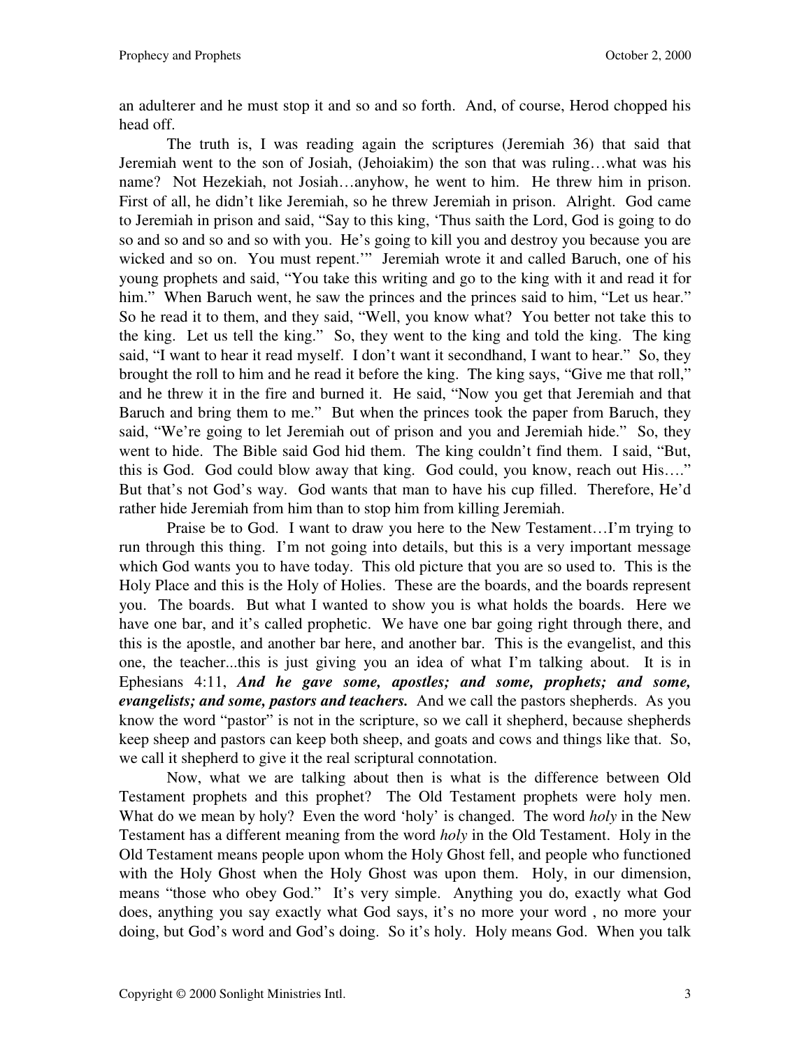an adulterer and he must stop it and so and so forth. And, of course, Herod chopped his head off.

The truth is, I was reading again the scriptures (Jeremiah 36) that said that Jeremiah went to the son of Josiah, (Jehoiakim) the son that was ruling…what was his name? Not Hezekiah, not Josiah…anyhow, he went to him. He threw him in prison. First of all, he didn't like Jeremiah, so he threw Jeremiah in prison. Alright. God came to Jeremiah in prison and said, "Say to this king, 'Thus saith the Lord, God is going to do so and so and so and so with you. He's going to kill you and destroy you because you are wicked and so on. You must repent.'" Jeremiah wrote it and called Baruch, one of his young prophets and said, "You take this writing and go to the king with it and read it for him." When Baruch went, he saw the princes and the princes said to him, "Let us hear." So he read it to them, and they said, "Well, you know what? You better not take this to the king. Let us tell the king." So, they went to the king and told the king. The king said, "I want to hear it read myself. I don't want it secondhand, I want to hear." So, they brought the roll to him and he read it before the king. The king says, "Give me that roll," and he threw it in the fire and burned it. He said, "Now you get that Jeremiah and that Baruch and bring them to me." But when the princes took the paper from Baruch, they said, "We're going to let Jeremiah out of prison and you and Jeremiah hide." So, they went to hide. The Bible said God hid them. The king couldn't find them. I said, "But, this is God. God could blow away that king. God could, you know, reach out His…." But that's not God's way. God wants that man to have his cup filled. Therefore, He'd rather hide Jeremiah from him than to stop him from killing Jeremiah.

Praise be to God. I want to draw you here to the New Testament…I'm trying to run through this thing. I'm not going into details, but this is a very important message which God wants you to have today. This old picture that you are so used to. This is the Holy Place and this is the Holy of Holies. These are the boards, and the boards represent you. The boards. But what I wanted to show you is what holds the boards. Here we have one bar, and it's called prophetic. We have one bar going right through there, and this is the apostle, and another bar here, and another bar. This is the evangelist, and this one, the teacher...this is just giving you an idea of what I'm talking about. It is in Ephesians 4:11, ***And he gave some, apostles; and some, prophets; and some, evangelists; and some, pastors and teachers.*** And we call the pastors shepherds. As you know the word "pastor" is not in the scripture, so we call it shepherd, because shepherds keep sheep and pastors can keep both sheep, and goats and cows and things like that. So, we call it shepherd to give it the real scriptural connotation.

Now, what we are talking about then is what is the difference between Old Testament prophets and this prophet? The Old Testament prophets were holy men. What do we mean by holy? Even the word 'holy' is changed. The word *holy* in the New Testament has a different meaning from the word *holy* in the Old Testament. Holy in the Old Testament means people upon whom the Holy Ghost fell, and people who functioned with the Holy Ghost when the Holy Ghost was upon them. Holy, in our dimension, means "those who obey God." It's very simple. Anything you do, exactly what God does, anything you say exactly what God says, it's no more your word , no more your doing, but God's word and God's doing. So it's holy. Holy means God. When you talk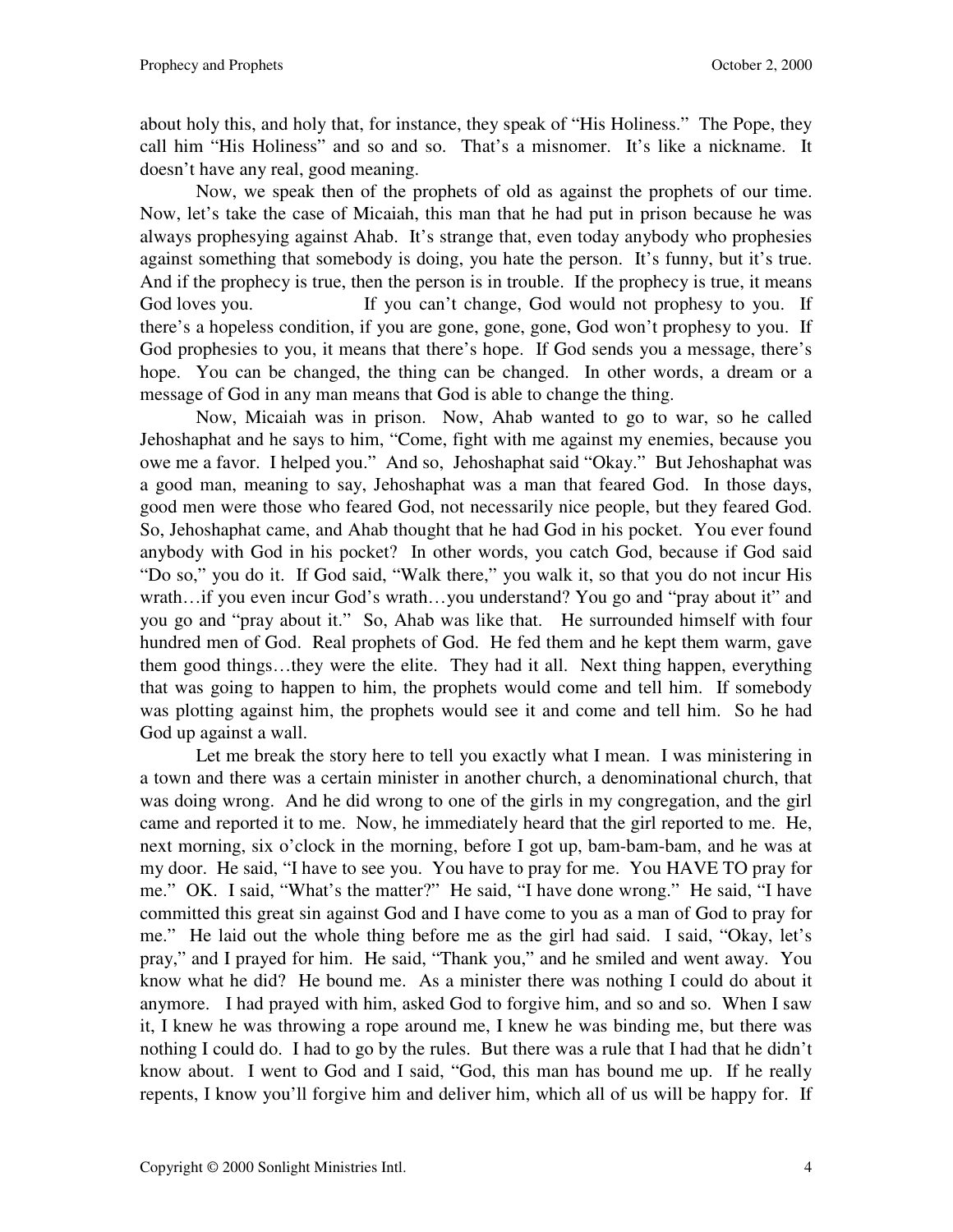about holy this, and holy that, for instance, they speak of "His Holiness." The Pope, they call him "His Holiness" and so and so. That's a misnomer. It's like a nickname. It doesn't have any real, good meaning.

Now, we speak then of the prophets of old as against the prophets of our time. Now, let's take the case of Micaiah, this man that he had put in prison because he was always prophesying against Ahab. It's strange that, even today anybody who prophesies against something that somebody is doing, you hate the person. It's funny, but it's true. And if the prophecy is true, then the person is in trouble. If the prophecy is true, it means God loves you. If you can't change, God would not prophesy to you. If there's a hopeless condition, if you are gone, gone, gone, God won't prophesy to you. If God prophesies to you, it means that there's hope. If God sends you a message, there's hope. You can be changed, the thing can be changed. In other words, a dream or a message of God in any man means that God is able to change the thing.

Now, Micaiah was in prison. Now, Ahab wanted to go to war, so he called Jehoshaphat and he says to him, "Come, fight with me against my enemies, because you owe me a favor. I helped you." And so, Jehoshaphat said "Okay." But Jehoshaphat was a good man, meaning to say, Jehoshaphat was a man that feared God. In those days, good men were those who feared God, not necessarily nice people, but they feared God. So, Jehoshaphat came, and Ahab thought that he had God in his pocket. You ever found anybody with God in his pocket? In other words, you catch God, because if God said "Do so," you do it. If God said, "Walk there," you walk it, so that you do not incur His wrath…if you even incur God's wrath…you understand? You go and "pray about it" and you go and "pray about it." So, Ahab was like that. He surrounded himself with four hundred men of God. Real prophets of God. He fed them and he kept them warm, gave them good things…they were the elite. They had it all. Next thing happen, everything that was going to happen to him, the prophets would come and tell him. If somebody was plotting against him, the prophets would see it and come and tell him. So he had God up against a wall.

Let me break the story here to tell you exactly what I mean. I was ministering in a town and there was a certain minister in another church, a denominational church, that was doing wrong. And he did wrong to one of the girls in my congregation, and the girl came and reported it to me. Now, he immediately heard that the girl reported to me. He, next morning, six o'clock in the morning, before I got up, bam-bam-bam, and he was at my door. He said, "I have to see you. You have to pray for me. You HAVE TO pray for me." OK. I said, "What's the matter?" He said, "I have done wrong." He said, "I have committed this great sin against God and I have come to you as a man of God to pray for me." He laid out the whole thing before me as the girl had said. I said, "Okay, let's pray," and I prayed for him. He said, "Thank you," and he smiled and went away. You know what he did? He bound me. As a minister there was nothing I could do about it anymore. I had prayed with him, asked God to forgive him, and so and so. When I saw it, I knew he was throwing a rope around me, I knew he was binding me, but there was nothing I could do. I had to go by the rules. But there was a rule that I had that he didn't know about. I went to God and I said, "God, this man has bound me up. If he really repents, I know you'll forgive him and deliver him, which all of us will be happy for. If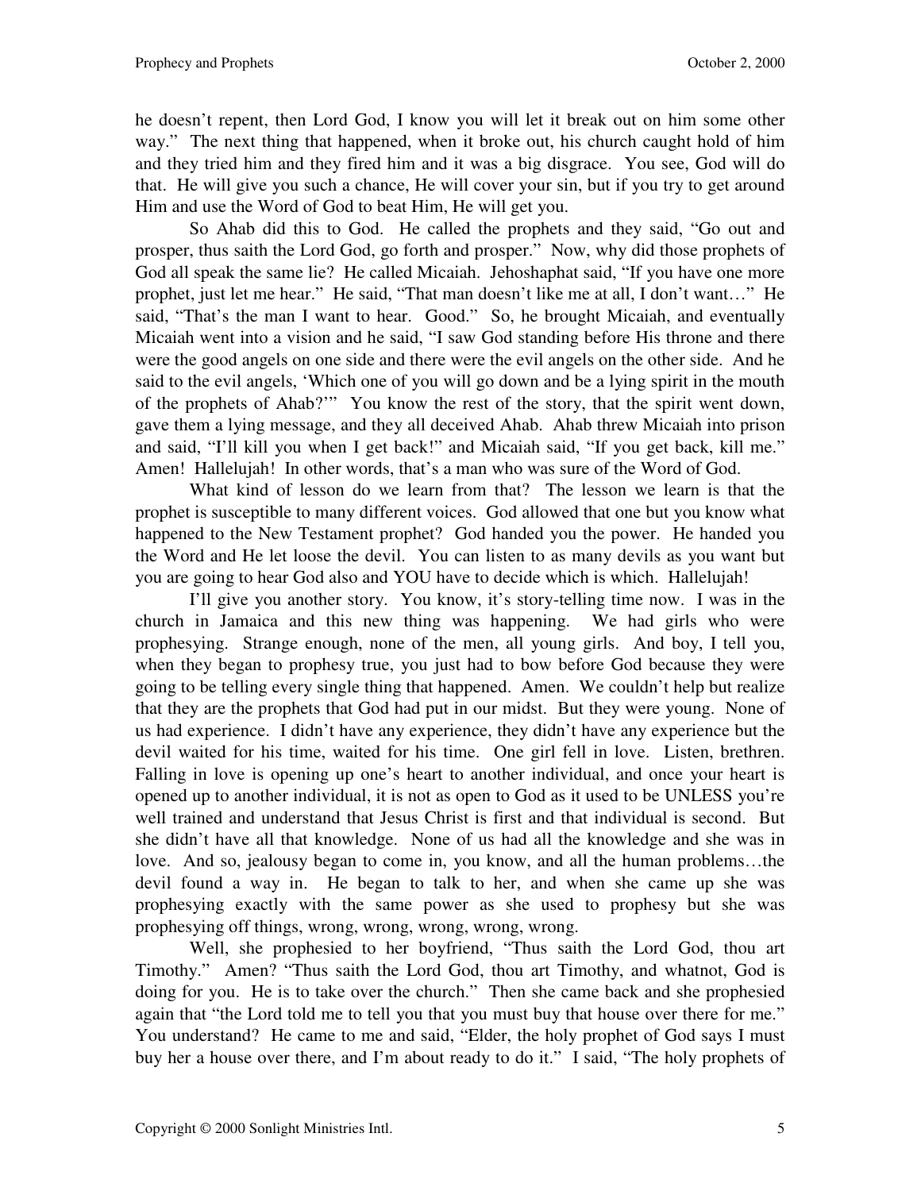he doesn't repent, then Lord God, I know you will let it break out on him some other way." The next thing that happened, when it broke out, his church caught hold of him and they tried him and they fired him and it was a big disgrace. You see, God will do that. He will give you such a chance, He will cover your sin, but if you try to get around Him and use the Word of God to beat Him, He will get you.

So Ahab did this to God. He called the prophets and they said, "Go out and prosper, thus saith the Lord God, go forth and prosper." Now, why did those prophets of God all speak the same lie? He called Micaiah. Jehoshaphat said, "If you have one more prophet, just let me hear." He said, "That man doesn't like me at all, I don't want…" He said, "That's the man I want to hear. Good." So, he brought Micaiah, and eventually Micaiah went into a vision and he said, "I saw God standing before His throne and there were the good angels on one side and there were the evil angels on the other side. And he said to the evil angels, 'Which one of you will go down and be a lying spirit in the mouth of the prophets of Ahab?'" You know the rest of the story, that the spirit went down, gave them a lying message, and they all deceived Ahab. Ahab threw Micaiah into prison and said, "I'll kill you when I get back!" and Micaiah said, "If you get back, kill me." Amen! Hallelujah! In other words, that's a man who was sure of the Word of God.

What kind of lesson do we learn from that? The lesson we learn is that the prophet is susceptible to many different voices. God allowed that one but you know what happened to the New Testament prophet? God handed you the power. He handed you the Word and He let loose the devil. You can listen to as many devils as you want but you are going to hear God also and YOU have to decide which is which. Hallelujah!

I'll give you another story. You know, it's story-telling time now. I was in the church in Jamaica and this new thing was happening. We had girls who were prophesying. Strange enough, none of the men, all young girls. And boy, I tell you, when they began to prophesy true, you just had to bow before God because they were going to be telling every single thing that happened. Amen. We couldn't help but realize that they are the prophets that God had put in our midst. But they were young. None of us had experience. I didn't have any experience, they didn't have any experience but the devil waited for his time, waited for his time. One girl fell in love. Listen, brethren. Falling in love is opening up one's heart to another individual, and once your heart is opened up to another individual, it is not as open to God as it used to be UNLESS you're well trained and understand that Jesus Christ is first and that individual is second. But she didn't have all that knowledge. None of us had all the knowledge and she was in love. And so, jealousy began to come in, you know, and all the human problems…the devil found a way in. He began to talk to her, and when she came up she was prophesying exactly with the same power as she used to prophesy but she was prophesying off things, wrong, wrong, wrong, wrong, wrong.

Well, she prophesied to her boyfriend, "Thus saith the Lord God, thou art Timothy." Amen? "Thus saith the Lord God, thou art Timothy, and whatnot, God is doing for you. He is to take over the church." Then she came back and she prophesied again that "the Lord told me to tell you that you must buy that house over there for me." You understand? He came to me and said, "Elder, the holy prophet of God says I must buy her a house over there, and I'm about ready to do it." I said, "The holy prophets of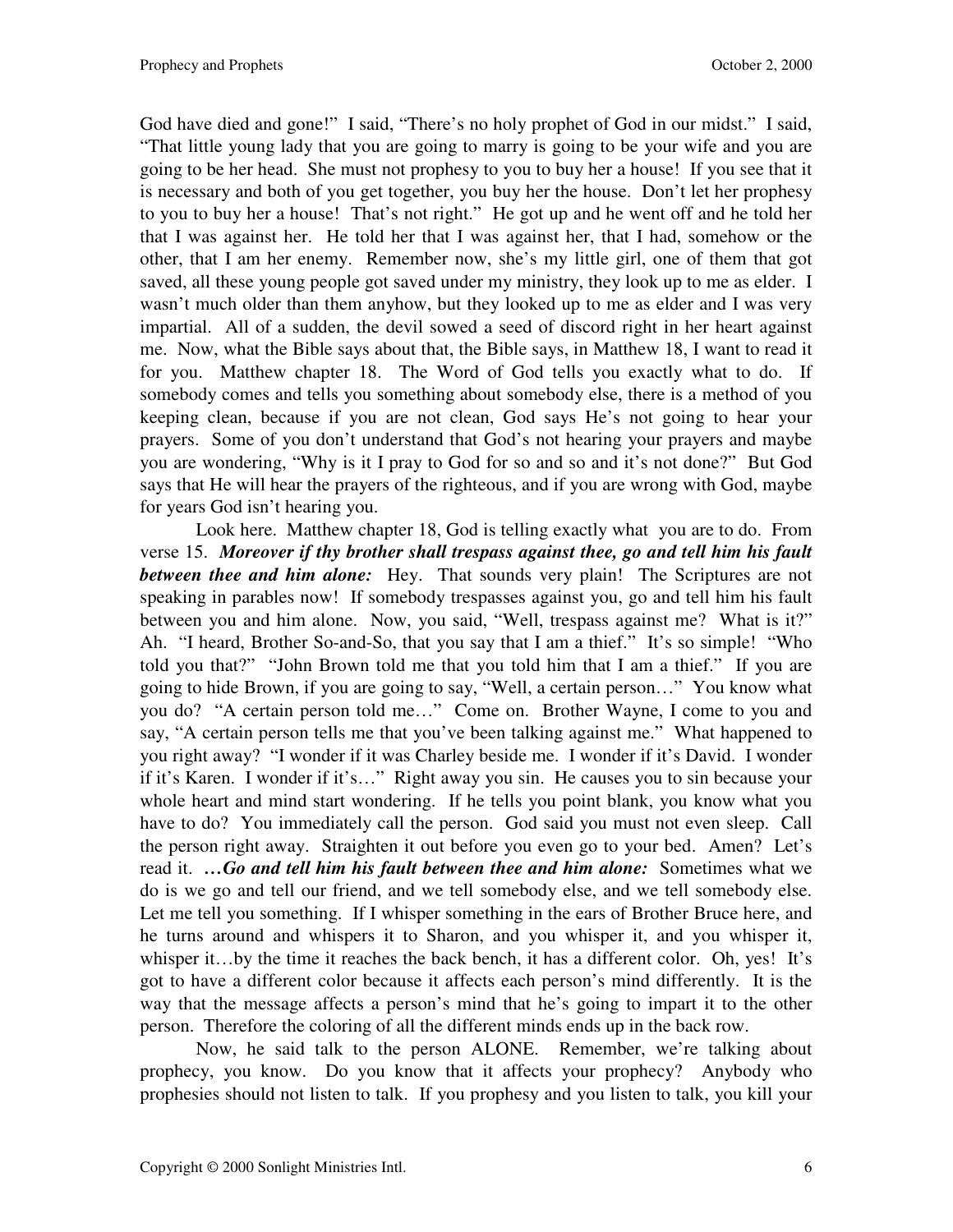God have died and gone!" I said, "There's no holy prophet of God in our midst." I said, "That little young lady that you are going to marry is going to be your wife and you are going to be her head. She must not prophesy to you to buy her a house! If you see that it is necessary and both of you get together, you buy her the house. Don't let her prophesy to you to buy her a house! That's not right." He got up and he went off and he told her that I was against her. He told her that I was against her, that I had, somehow or the other, that I am her enemy. Remember now, she's my little girl, one of them that got saved, all these young people got saved under my ministry, they look up to me as elder. I wasn't much older than them anyhow, but they looked up to me as elder and I was very impartial. All of a sudden, the devil sowed a seed of discord right in her heart against me. Now, what the Bible says about that, the Bible says, in Matthew 18, I want to read it for you. Matthew chapter 18. The Word of God tells you exactly what to do. If somebody comes and tells you something about somebody else, there is a method of you keeping clean, because if you are not clean, God says He's not going to hear your prayers. Some of you don't understand that God's not hearing your prayers and maybe you are wondering, "Why is it I pray to God for so and so and it's not done?" But God says that He will hear the prayers of the righteous, and if you are wrong with God, maybe for years God isn't hearing you.

Look here. Matthew chapter 18, God is telling exactly what you are to do. From verse 15. ***Moreover if thy brother shall trespass against thee, go and tell him his fault between thee and him alone:*** Hey. That sounds very plain! The Scriptures are not speaking in parables now! If somebody trespasses against you, go and tell him his fault between you and him alone. Now, you said, "Well, trespass against me? What is it?" Ah. "I heard, Brother So-and-So, that you say that I am a thief." It's so simple! "Who told you that?" "John Brown told me that you told him that I am a thief." If you are going to hide Brown, if you are going to say, "Well, a certain person…" You know what you do? "A certain person told me…" Come on. Brother Wayne, I come to you and say, "A certain person tells me that you've been talking against me." What happened to you right away? "I wonder if it was Charley beside me. I wonder if it's David. I wonder if it's Karen. I wonder if it's…" Right away you sin. He causes you to sin because your whole heart and mind start wondering. If he tells you point blank, you know what you have to do? You immediately call the person. God said you must not even sleep. Call the person right away. Straighten it out before you even go to your bed. Amen? Let's read it. ***…Go and tell him his fault between thee and him alone:*** Sometimes what we do is we go and tell our friend, and we tell somebody else, and we tell somebody else. Let me tell you something. If I whisper something in the ears of Brother Bruce here, and he turns around and whispers it to Sharon, and you whisper it, and you whisper it, whisper it…by the time it reaches the back bench, it has a different color. Oh, yes! It's got to have a different color because it affects each person's mind differently. It is the way that the message affects a person's mind that he's going to impart it to the other person. Therefore the coloring of all the different minds ends up in the back row.

Now, he said talk to the person ALONE. Remember, we're talking about prophecy, you know. Do you know that it affects your prophecy? Anybody who prophesies should not listen to talk. If you prophesy and you listen to talk, you kill your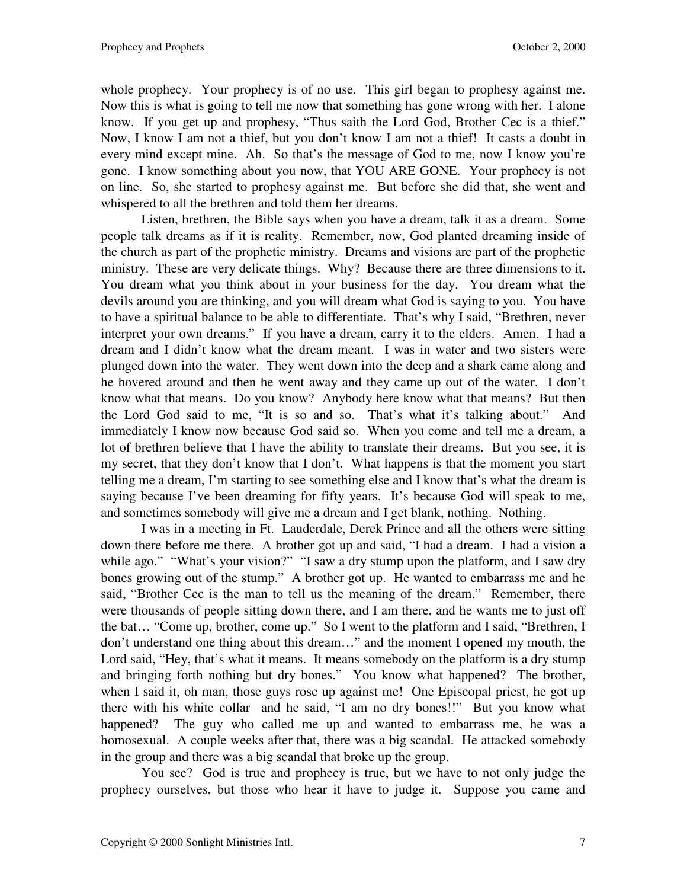whole prophecy. Your prophecy is of no use. This girl began to prophesy against me. Now this is what is going to tell me now that something has gone wrong with her. I alone know. If you get up and prophesy, "Thus saith the Lord God, Brother Cec is a thief." Now, I know I am not a thief, but you don't know I am not a thief! It casts a doubt in every mind except mine. Ah. So that's the message of God to me, now I know you're gone. I know something about you now, that YOU ARE GONE. Your prophecy is not on line. So, she started to prophesy against me. But before she did that, she went and whispered to all the brethren and told them her dreams.

Listen, brethren, the Bible says when you have a dream, talk it as a dream. Some people talk dreams as if it is reality. Remember, now, God planted dreaming inside of the church as part of the prophetic ministry. Dreams and visions are part of the prophetic ministry. These are very delicate things. Why? Because there are three dimensions to it. You dream what you think about in your business for the day. You dream what the devils around you are thinking, and you will dream what God is saying to you. You have to have a spiritual balance to be able to differentiate. That's why I said, "Brethren, never interpret your own dreams." If you have a dream, carry it to the elders. Amen. I had a dream and I didn't know what the dream meant. I was in water and two sisters were plunged down into the water. They went down into the deep and a shark came along and he hovered around and then he went away and they came up out of the water. I don't know what that means. Do you know? Anybody here know what that means? But then the Lord God said to me, "It is so and so. That's what it's talking about." And immediately I know now because God said so. When you come and tell me a dream, a lot of brethren believe that I have the ability to translate their dreams. But you see, it is my secret, that they don't know that I don't. What happens is that the moment you start telling me a dream, I'm starting to see something else and I know that's what the dream is saying because I've been dreaming for fifty years. It's because God will speak to me, and sometimes somebody will give me a dream and I get blank, nothing. Nothing.

I was in a meeting in Ft. Lauderdale, Derek Prince and all the others were sitting down there before me there. A brother got up and said, "I had a dream. I had a vision a while ago." "What's your vision?" "I saw a dry stump upon the platform, and I saw dry bones growing out of the stump." A brother got up. He wanted to embarrass me and he said, "Brother Cec is the man to tell us the meaning of the dream." Remember, there were thousands of people sitting down there, and I am there, and he wants me to just off the bat… "Come up, brother, come up." So I went to the platform and I said, "Brethren, I don't understand one thing about this dream…" and the moment I opened my mouth, the Lord said, "Hey, that's what it means. It means somebody on the platform is a dry stump and bringing forth nothing but dry bones." You know what happened? The brother, when I said it, oh man, those guys rose up against me! One Episcopal priest, he got up there with his white collar and he said, "I am no dry bones!!" But you know what happened? The guy who called me up and wanted to embarrass me, he was a homosexual. A couple weeks after that, there was a big scandal. He attacked somebody in the group and there was a big scandal that broke up the group.

You see? God is true and prophecy is true, but we have to not only judge the prophecy ourselves, but those who hear it have to judge it. Suppose you came and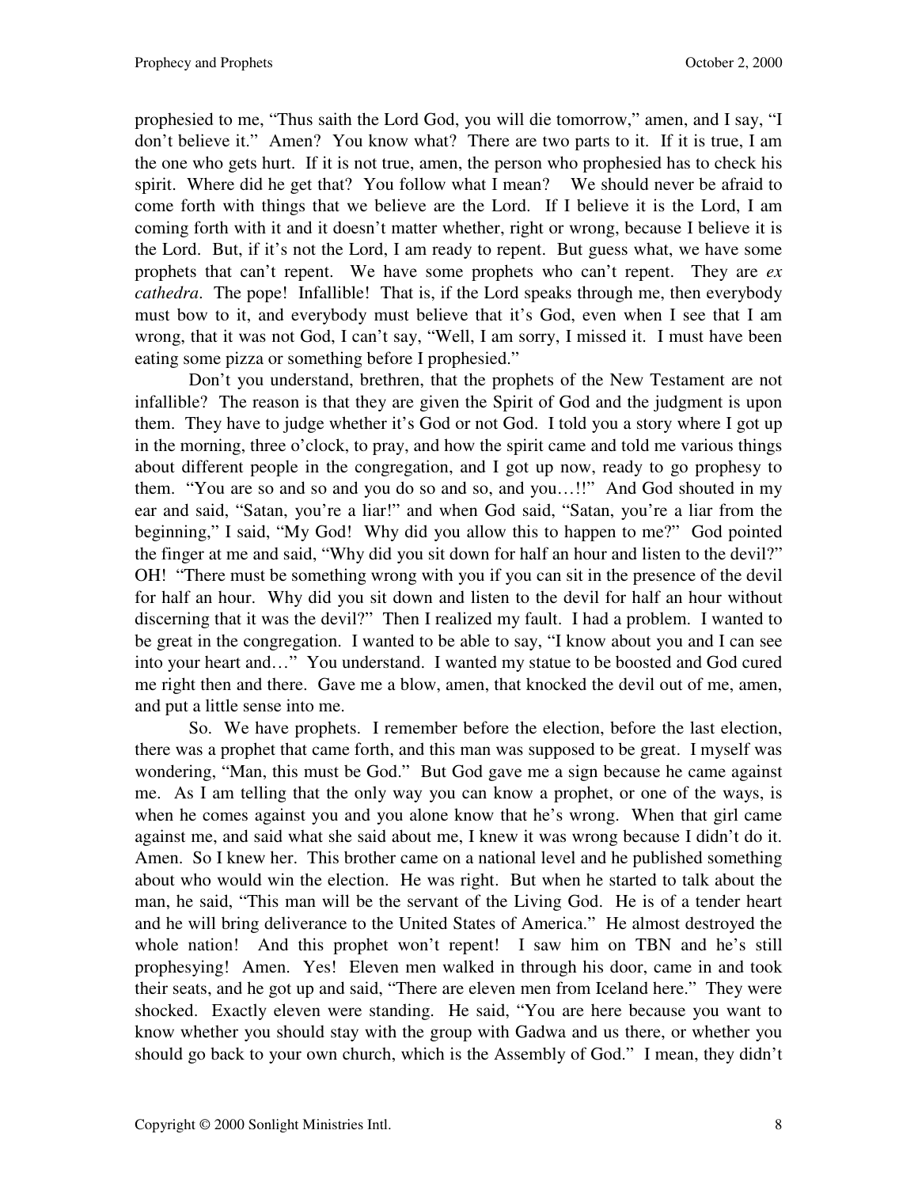prophesied to me, "Thus saith the Lord God, you will die tomorrow," amen, and I say, "I don't believe it." Amen? You know what? There are two parts to it. If it is true, I am the one who gets hurt. If it is not true, amen, the person who prophesied has to check his spirit. Where did he get that? You follow what I mean? We should never be afraid to come forth with things that we believe are the Lord. If I believe it is the Lord, I am coming forth with it and it doesn't matter whether, right or wrong, because I believe it is the Lord. But, if it's not the Lord, I am ready to repent. But guess what, we have some prophets that can't repent. We have some prophets who can't repent. They are *ex cathedra*. The pope! Infallible! That is, if the Lord speaks through me, then everybody must bow to it, and everybody must believe that it's God, even when I see that I am wrong, that it was not God, I can't say, "Well, I am sorry, I missed it. I must have been eating some pizza or something before I prophesied."

Don't you understand, brethren, that the prophets of the New Testament are not infallible? The reason is that they are given the Spirit of God and the judgment is upon them. They have to judge whether it's God or not God. I told you a story where I got up in the morning, three o'clock, to pray, and how the spirit came and told me various things about different people in the congregation, and I got up now, ready to go prophesy to them. "You are so and so and you do so and so, and you…!!" And God shouted in my ear and said, "Satan, you're a liar!" and when God said, "Satan, you're a liar from the beginning," I said, "My God! Why did you allow this to happen to me?" God pointed the finger at me and said, "Why did you sit down for half an hour and listen to the devil?" OH! "There must be something wrong with you if you can sit in the presence of the devil for half an hour. Why did you sit down and listen to the devil for half an hour without discerning that it was the devil?" Then I realized my fault. I had a problem. I wanted to be great in the congregation. I wanted to be able to say, "I know about you and I can see into your heart and…" You understand. I wanted my statue to be boosted and God cured me right then and there. Gave me a blow, amen, that knocked the devil out of me, amen, and put a little sense into me.

So. We have prophets. I remember before the election, before the last election, there was a prophet that came forth, and this man was supposed to be great. I myself was wondering, "Man, this must be God." But God gave me a sign because he came against me. As I am telling that the only way you can know a prophet, or one of the ways, is when he comes against you and you alone know that he's wrong. When that girl came against me, and said what she said about me, I knew it was wrong because I didn't do it. Amen. So I knew her. This brother came on a national level and he published something about who would win the election. He was right. But when he started to talk about the man, he said, "This man will be the servant of the Living God. He is of a tender heart and he will bring deliverance to the United States of America." He almost destroyed the whole nation! And this prophet won't repent! I saw him on TBN and he's still prophesying! Amen. Yes! Eleven men walked in through his door, came in and took their seats, and he got up and said, "There are eleven men from Iceland here." They were shocked. Exactly eleven were standing. He said, "You are here because you want to know whether you should stay with the group with Gadwa and us there, or whether you should go back to your own church, which is the Assembly of God." I mean, they didn't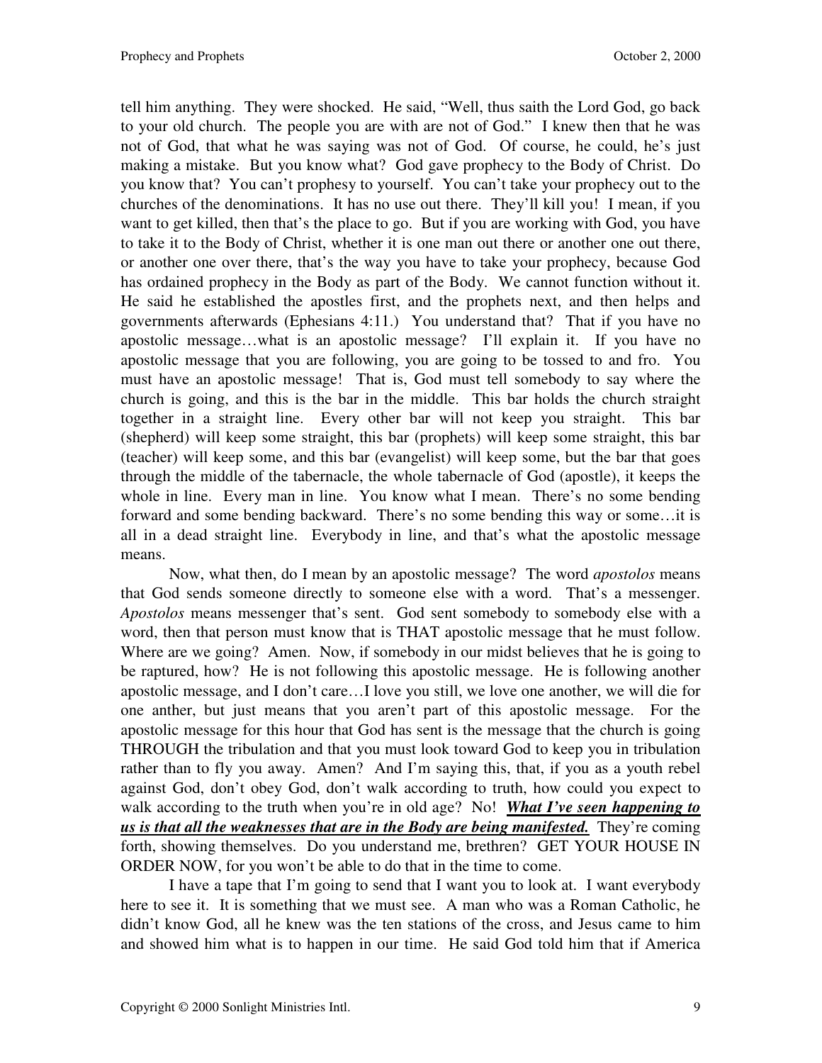tell him anything. They were shocked. He said, "Well, thus saith the Lord God, go back to your old church. The people you are with are not of God." I knew then that he was not of God, that what he was saying was not of God. Of course, he could, he's just making a mistake. But you know what? God gave prophecy to the Body of Christ. Do you know that? You can't prophesy to yourself. You can't take your prophecy out to the churches of the denominations. It has no use out there. They'll kill you! I mean, if you want to get killed, then that's the place to go. But if you are working with God, you have to take it to the Body of Christ, whether it is one man out there or another one out there, or another one over there, that's the way you have to take your prophecy, because God has ordained prophecy in the Body as part of the Body. We cannot function without it. He said he established the apostles first, and the prophets next, and then helps and governments afterwards (Ephesians 4:11.) You understand that? That if you have no apostolic message…what is an apostolic message? I'll explain it. If you have no apostolic message that you are following, you are going to be tossed to and fro. You must have an apostolic message! That is, God must tell somebody to say where the church is going, and this is the bar in the middle. This bar holds the church straight together in a straight line. Every other bar will not keep you straight. This bar (shepherd) will keep some straight, this bar (prophets) will keep some straight, this bar (teacher) will keep some, and this bar (evangelist) will keep some, but the bar that goes through the middle of the tabernacle, the whole tabernacle of God (apostle), it keeps the whole in line. Every man in line. You know what I mean. There's no some bending forward and some bending backward. There's no some bending this way or some…it is all in a dead straight line. Everybody in line, and that's what the apostolic message means.

Now, what then, do I mean by an apostolic message? The word *apostolos* means that God sends someone directly to someone else with a word. That's a messenger. *Apostolos* means messenger that's sent. God sent somebody to somebody else with a word, then that person must know that is THAT apostolic message that he must follow. Where are we going? Amen. Now, if somebody in our midst believes that he is going to be raptured, how? He is not following this apostolic message. He is following another apostolic message, and I don't care…I love you still, we love one another, we will die for one anther, but just means that you aren't part of this apostolic message. For the apostolic message for this hour that God has sent is the message that the church is going THROUGH the tribulation and that you must look toward God to keep you in tribulation rather than to fly you away. Amen? And I'm saying this, that, if you as a youth rebel against God, don't obey God, don't walk according to truth, how could you expect to walk according to the truth when you're in old age? No! ***<u>What I've seen happening to us is that all the weaknesses that are in the Body are being manifested.</u>*** They're coming forth, showing themselves. Do you understand me, brethren? GET YOUR HOUSE IN ORDER NOW, for you won't be able to do that in the time to come.

I have a tape that I'm going to send that I want you to look at. I want everybody here to see it. It is something that we must see. A man who was a Roman Catholic, he didn't know God, all he knew was the ten stations of the cross, and Jesus came to him and showed him what is to happen in our time. He said God told him that if America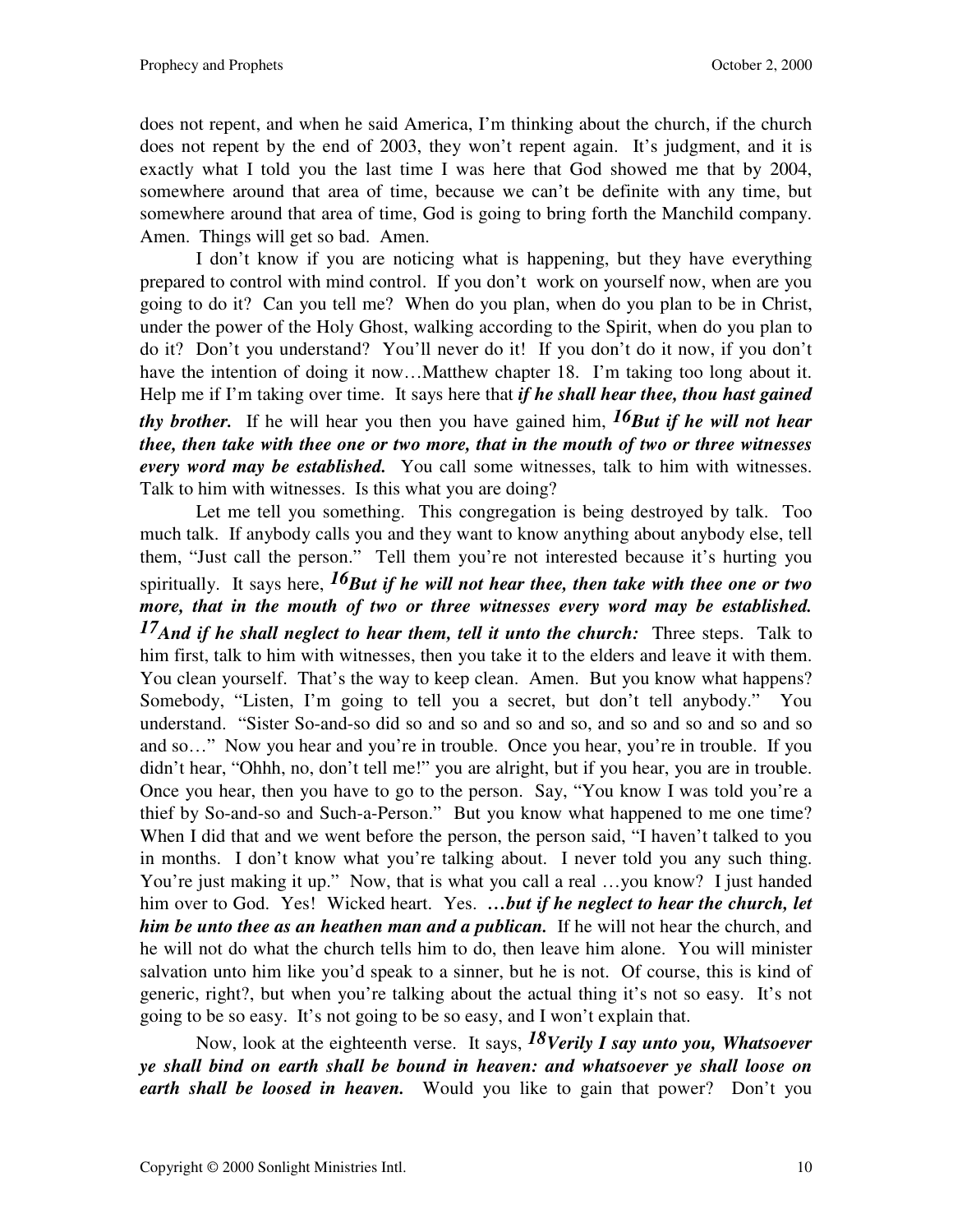does not repent, and when he said America, I'm thinking about the church, if the church does not repent by the end of 2003, they won't repent again. It's judgment, and it is exactly what I told you the last time I was here that God showed me that by 2004, somewhere around that area of time, because we can't be definite with any time, but somewhere around that area of time, God is going to bring forth the Manchild company. Amen. Things will get so bad. Amen.

I don't know if you are noticing what is happening, but they have everything prepared to control with mind control. If you don't work on yourself now, when are you going to do it? Can you tell me? When do you plan, when do you plan to be in Christ, under the power of the Holy Ghost, walking according to the Spirit, when do you plan to do it? Don't you understand? You'll never do it! If you don't do it now, if you don't have the intention of doing it now…Matthew chapter 18. I'm taking too long about it. Help me if I'm taking over time. It says here that ***if he shall hear thee, thou hast gained thy brother.*** If he will hear you then you have gained him, ***16But if he will not hear thee, then take with thee one or two more, that in the mouth of two or three witnesses every word may be established.*** You call some witnesses, talk to him with witnesses. Talk to him with witnesses. Is this what you are doing?

Let me tell you something. This congregation is being destroyed by talk. Too much talk. If anybody calls you and they want to know anything about anybody else, tell them, "Just call the person." Tell them you're not interested because it's hurting you spiritually. It says here, ***16But if he will not hear thee, then take with thee one or two more, that in the mouth of two or three witnesses every word may be established. 17And if he shall neglect to hear them, tell it unto the church:*** Three steps. Talk to him first, talk to him with witnesses, then you take it to the elders and leave it with them. You clean yourself. That's the way to keep clean. Amen. But you know what happens? Somebody, "Listen, I'm going to tell you a secret, but don't tell anybody." You understand. "Sister So-and-so did so and so and so and so, and so and so and so and so and so…" Now you hear and you're in trouble. Once you hear, you're in trouble. If you didn't hear, "Ohhh, no, don't tell me!" you are alright, but if you hear, you are in trouble. Once you hear, then you have to go to the person. Say, "You know I was told you're a thief by So-and-so and Such-a-Person." But you know what happened to me one time? When I did that and we went before the person, the person said, "I haven't talked to you in months. I don't know what you're talking about. I never told you any such thing. You're just making it up." Now, that is what you call a real …you know? I just handed him over to God. Yes! Wicked heart. Yes. ***…but if he neglect to hear the church, let him be unto thee as an heathen man and a publican.*** If he will not hear the church, and he will not do what the church tells him to do, then leave him alone. You will minister salvation unto him like you'd speak to a sinner, but he is not. Of course, this is kind of generic, right?, but when you're talking about the actual thing it's not so easy. It's not going to be so easy. It's not going to be so easy, and I won't explain that.

Now, look at the eighteenth verse. It says, ***18Verily I say unto you, Whatsoever ye shall bind on earth shall be bound in heaven: and whatsoever ye shall loose on earth shall be loosed in heaven.*** Would you like to gain that power? Don't you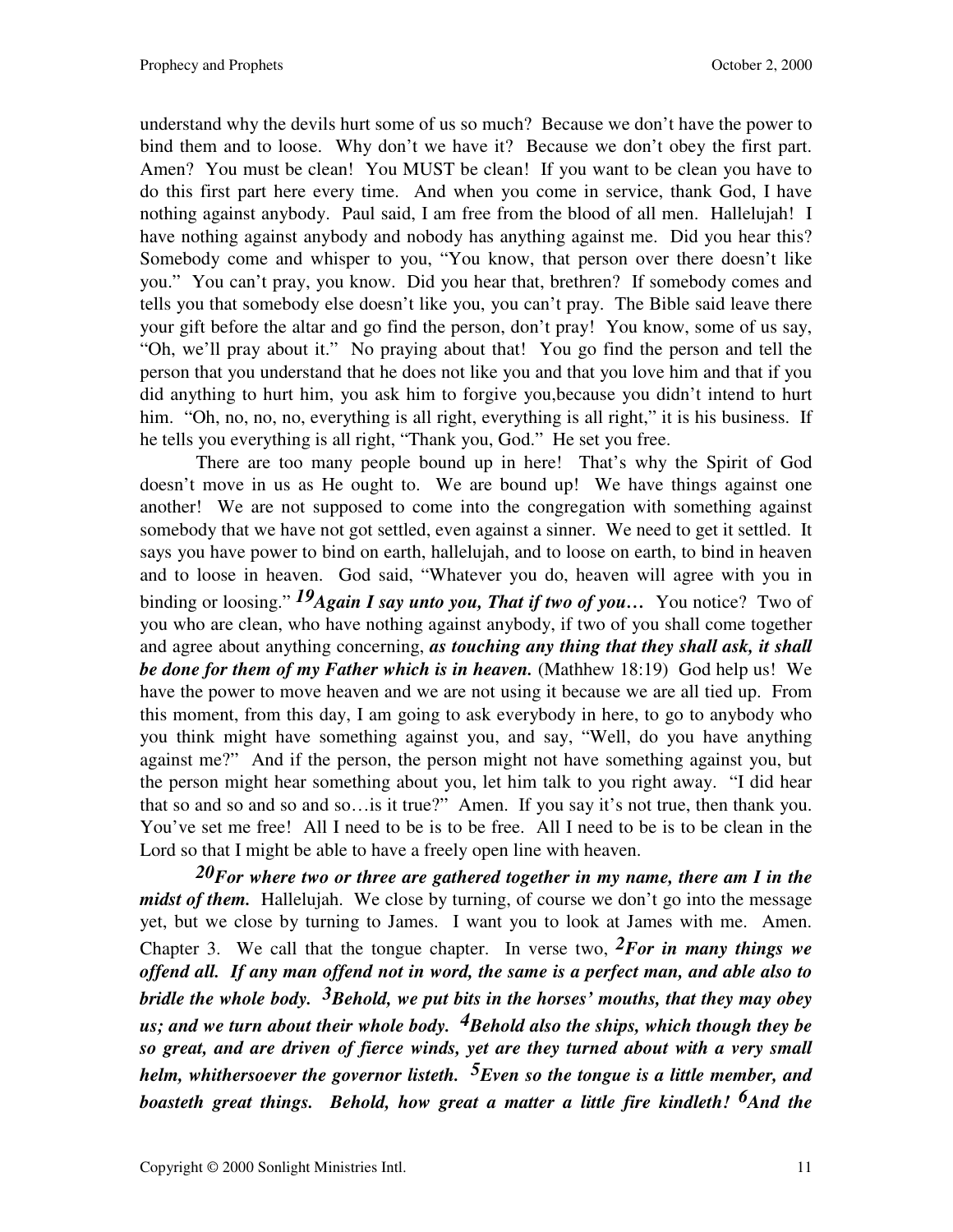understand why the devils hurt some of us so much? Because we don't have the power to bind them and to loose. Why don't we have it? Because we don't obey the first part. Amen? You must be clean! You MUST be clean! If you want to be clean you have to do this first part here every time. And when you come in service, thank God, I have nothing against anybody. Paul said, I am free from the blood of all men. Hallelujah! I have nothing against anybody and nobody has anything against me. Did you hear this? Somebody come and whisper to you, "You know, that person over there doesn't like you." You can't pray, you know. Did you hear that, brethren? If somebody comes and tells you that somebody else doesn't like you, you can't pray. The Bible said leave there your gift before the altar and go find the person, don't pray! You know, some of us say, "Oh, we'll pray about it." No praying about that! You go find the person and tell the person that you understand that he does not like you and that you love him and that if you did anything to hurt him, you ask him to forgive you,because you didn't intend to hurt him. "Oh, no, no, no, everything is all right, everything is all right," it is his business. If he tells you everything is all right, "Thank you, God." He set you free.

There are too many people bound up in here! That's why the Spirit of God doesn't move in us as He ought to. We are bound up! We have things against one another! We are not supposed to come into the congregation with something against somebody that we have not got settled, even against a sinner. We need to get it settled. It says you have power to bind on earth, hallelujah, and to loose on earth, to bind in heaven and to loose in heaven. God said, "Whatever you do, heaven will agree with you in binding or loosing." ***19Again I say unto you, That if two of you…*** You notice? Two of you who are clean, who have nothing against anybody, if two of you shall come together and agree about anything concerning, ***as touching any thing that they shall ask, it shall be done for them of my Father which is in heaven.*** (Mathhew 18:19) God help us! We have the power to move heaven and we are not using it because we are all tied up. From this moment, from this day, I am going to ask everybody in here, to go to anybody who you think might have something against you, and say, "Well, do you have anything against me?" And if the person, the person might not have something against you, but the person might hear something about you, let him talk to you right away. "I did hear that so and so and so and so…is it true?" Amen. If you say it's not true, then thank you. You've set me free! All I need to be is to be free. All I need to be is to be clean in the Lord so that I might be able to have a freely open line with heaven.

***20For where two or three are gathered together in my name, there am I in the midst of them.*** Hallelujah. We close by turning, of course we don't go into the message yet, but we close by turning to James. I want you to look at James with me. Amen. Chapter 3. We call that the tongue chapter. In verse two, ***2For in many things we offend all. If any man offend not in word, the same is a perfect man, and able also to bridle the whole body. 3Behold, we put bits in the horses' mouths, that they may obey us; and we turn about their whole body. 4Behold also the ships, which though they be so great, and are driven of fierce winds, yet are they turned about with a very small helm, whithersoever the governor listeth. 5Even so the tongue is a little member, and boasteth great things. Behold, how great a matter a little fire kindleth! 6And the***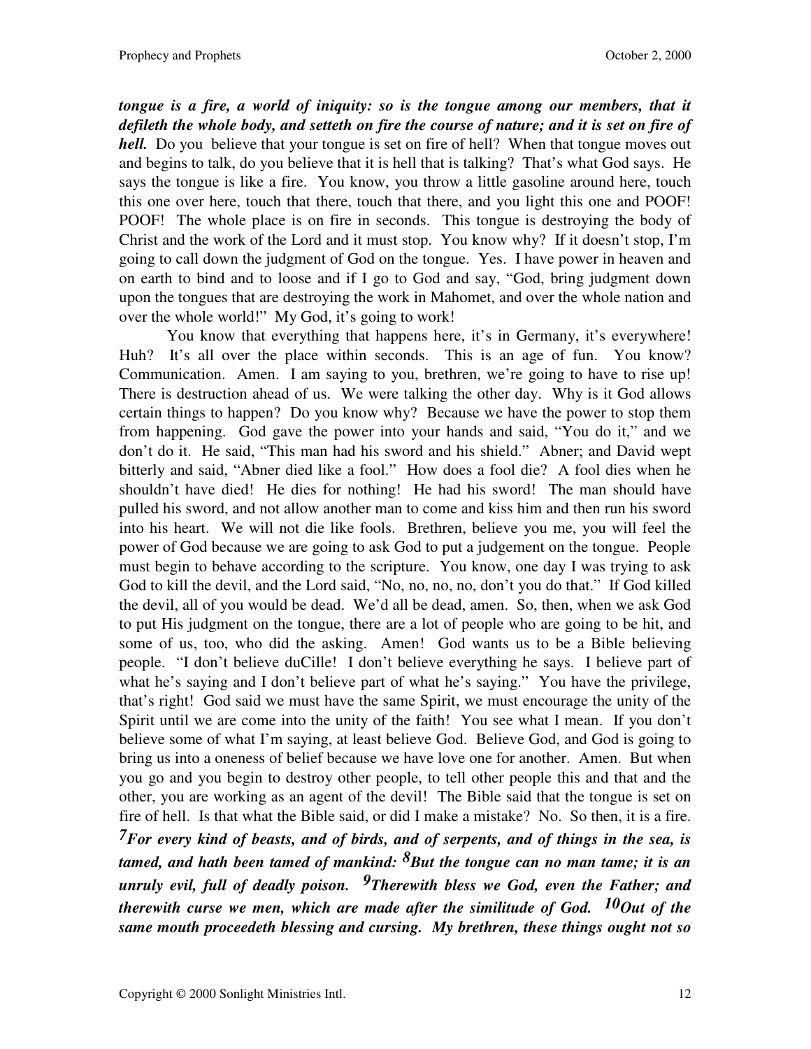***tongue is a fire, a world of iniquity: so is the tongue among our members, that it defileth the whole body, and setteth on fire the course of nature; and it is set on fire of hell.*** Do you believe that your tongue is set on fire of hell? When that tongue moves out and begins to talk, do you believe that it is hell that is talking? That's what God says. He says the tongue is like a fire. You know, you throw a little gasoline around here, touch this one over here, touch that there, touch that there, and you light this one and POOF! POOF! The whole place is on fire in seconds. This tongue is destroying the body of Christ and the work of the Lord and it must stop. You know why? If it doesn't stop, I'm going to call down the judgment of God on the tongue. Yes. I have power in heaven and on earth to bind and to loose and if I go to God and say, "God, bring judgment down upon the tongues that are destroying the work in Mahomet, and over the whole nation and over the whole world!" My God, it's going to work!

You know that everything that happens here, it's in Germany, it's everywhere! Huh? It's all over the place within seconds. This is an age of fun. You know? Communication. Amen. I am saying to you, brethren, we're going to have to rise up! There is destruction ahead of us. We were talking the other day. Why is it God allows certain things to happen? Do you know why? Because we have the power to stop them from happening. God gave the power into your hands and said, "You do it," and we don't do it. He said, "This man had his sword and his shield." Abner; and David wept bitterly and said, "Abner died like a fool." How does a fool die? A fool dies when he shouldn't have died! He dies for nothing! He had his sword! The man should have pulled his sword, and not allow another man to come and kiss him and then run his sword into his heart. We will not die like fools. Brethren, believe you me, you will feel the power of God because we are going to ask God to put a judgement on the tongue. People must begin to behave according to the scripture. You know, one day I was trying to ask God to kill the devil, and the Lord said, "No, no, no, no, don't you do that." If God killed the devil, all of you would be dead. We'd all be dead, amen. So, then, when we ask God to put His judgment on the tongue, there are a lot of people who are going to be hit, and some of us, too, who did the asking. Amen! God wants us to be a Bible believing people. "I don't believe duCille! I don't believe everything he says. I believe part of what he's saying and I don't believe part of what he's saying." You have the privilege, that's right! God said we must have the same Spirit, we must encourage the unity of the Spirit until we are come into the unity of the faith! You see what I mean. If you don't believe some of what I'm saying, at least believe God. Believe God, and God is going to bring us into a oneness of belief because we have love one for another. Amen. But when you go and you begin to destroy other people, to tell other people this and that and the other, you are working as an agent of the devil! The Bible said that the tongue is set on fire of hell. Is that what the Bible said, or did I make a mistake? No. So then, it is a fire. ***7For every kind of beasts, and of birds, and of serpents, and of things in the sea, is tamed, and hath been tamed of mankind: 8But the tongue can no man tame; it is an unruly evil, full of deadly poison. 9Therewith bless we God, even the Father; and therewith curse we men, which are made after the similitude of God. 10Out of the same mouth proceedeth blessing and cursing. My brethren, these things ought not so***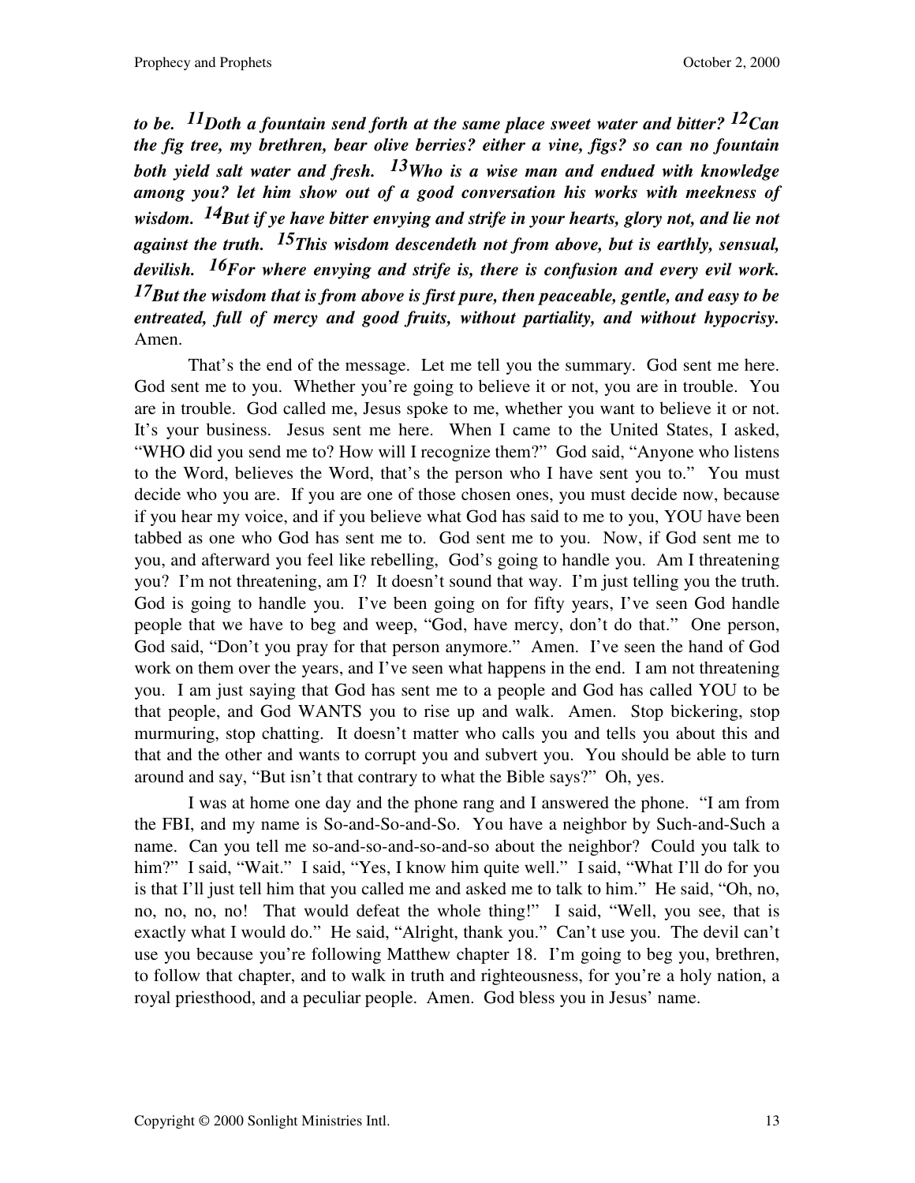***to be. 11Doth a fountain send forth at the same place sweet water and bitter? 12Can the fig tree, my brethren, bear olive berries? either a vine, figs? so can no fountain both yield salt water and fresh. 13Who is a wise man and endued with knowledge among you? let him show out of a good conversation his works with meekness of wisdom. 14But if ye have bitter envying and strife in your hearts, glory not, and lie not against the truth. 15This wisdom descendeth not from above, but is earthly, sensual, devilish. 16For where envying and strife is, there is confusion and every evil work. 17But the wisdom that is from above is first pure, then peaceable, gentle, and easy to be entreated, full of mercy and good fruits, without partiality, and without hypocrisy.*** Amen.

That's the end of the message. Let me tell you the summary. God sent me here. God sent me to you. Whether you're going to believe it or not, you are in trouble. You are in trouble. God called me, Jesus spoke to me, whether you want to believe it or not. It's your business. Jesus sent me here. When I came to the United States, I asked, "WHO did you send me to? How will I recognize them?" God said, "Anyone who listens to the Word, believes the Word, that's the person who I have sent you to." You must decide who you are. If you are one of those chosen ones, you must decide now, because if you hear my voice, and if you believe what God has said to me to you, YOU have been tabbed as one who God has sent me to. God sent me to you. Now, if God sent me to you, and afterward you feel like rebelling, God's going to handle you. Am I threatening you? I'm not threatening, am I? It doesn't sound that way. I'm just telling you the truth. God is going to handle you. I've been going on for fifty years, I've seen God handle people that we have to beg and weep, "God, have mercy, don't do that." One person, God said, "Don't you pray for that person anymore." Amen. I've seen the hand of God work on them over the years, and I've seen what happens in the end. I am not threatening you. I am just saying that God has sent me to a people and God has called YOU to be that people, and God WANTS you to rise up and walk. Amen. Stop bickering, stop murmuring, stop chatting. It doesn't matter who calls you and tells you about this and that and the other and wants to corrupt you and subvert you. You should be able to turn around and say, "But isn't that contrary to what the Bible says?" Oh, yes.

I was at home one day and the phone rang and I answered the phone. "I am from the FBI, and my name is So-and-So-and-So. You have a neighbor by Such-and-Such a name. Can you tell me so-and-so-and-so-and-so about the neighbor? Could you talk to him?" I said, "Wait." I said, "Yes, I know him quite well." I said, "What I'll do for you is that I'll just tell him that you called me and asked me to talk to him." He said, "Oh, no, no, no, no, no! That would defeat the whole thing!" I said, "Well, you see, that is exactly what I would do." He said, "Alright, thank you." Can't use you. The devil can't use you because you're following Matthew chapter 18. I'm going to beg you, brethren, to follow that chapter, and to walk in truth and righteousness, for you're a holy nation, a royal priesthood, and a peculiar people. Amen. God bless you in Jesus' name.